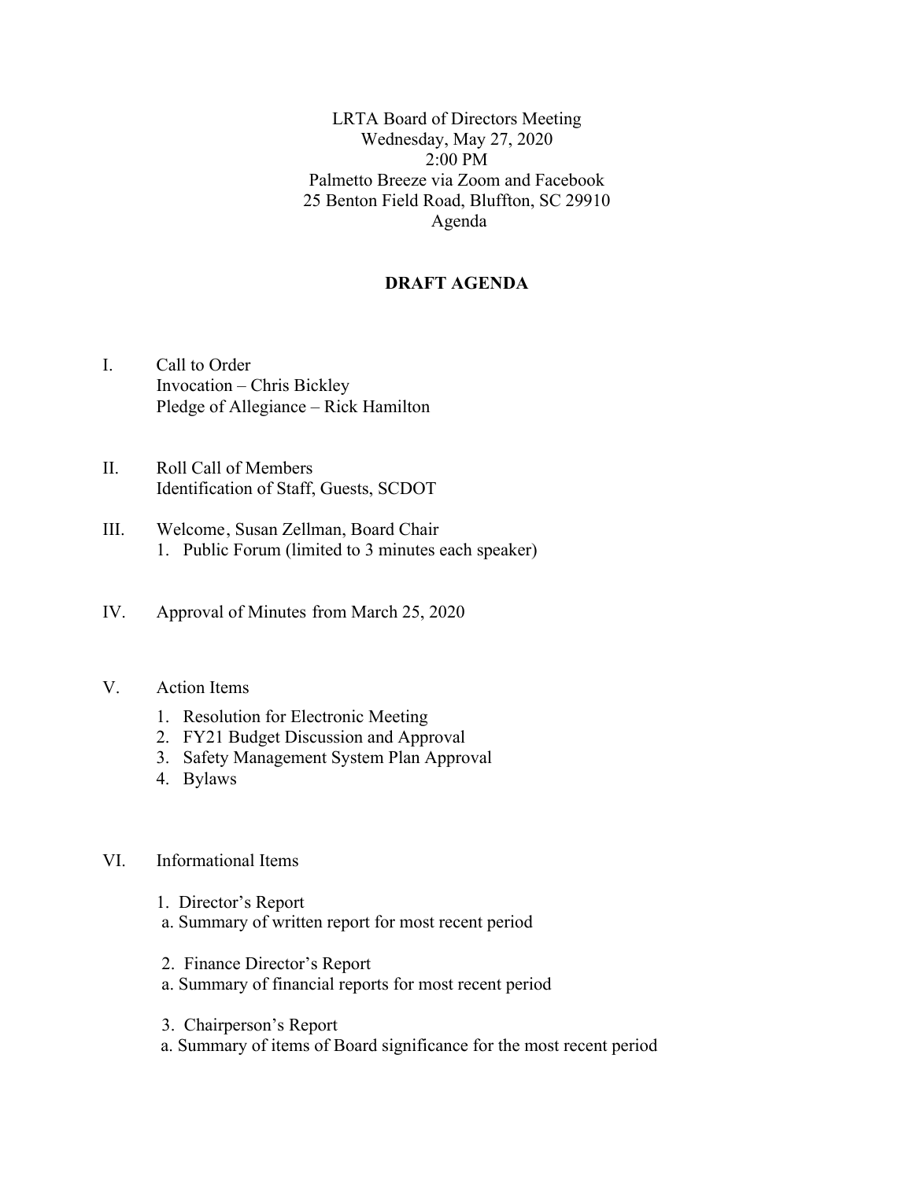LRTA Board of Directors Meeting
Wednesday, May 27, 2020
2:00 PM
Palmetto Breeze via Zoom and Facebook
25 Benton Field Road, Bluffton, SC 29910
Agenda

**DRAFT AGENDA**

I. Call to Order
   Invocation – Chris Bickley
   Pledge of Allegiance – Rick Hamilton

II. Roll Call of Members
   Identification of Staff, Guests, SCDOT

III. Welcome, Susan Zellman, Board Chair
   1. Public Forum (limited to 3 minutes each speaker)

IV. Approval of Minutes from March 25, 2020

V. Action Items
   1. Resolution for Electronic Meeting
   2. FY21 Budget Discussion and Approval
   3. Safety Management System Plan Approval
   4. Bylaws

VI. Informational Items

   1. Director's Report
      a. Summary of written report for most recent period

   2. Finance Director's Report
      a. Summary of financial reports for most recent period

   3. Chairperson's Report
      a. Summary of items of Board significance for the most recent period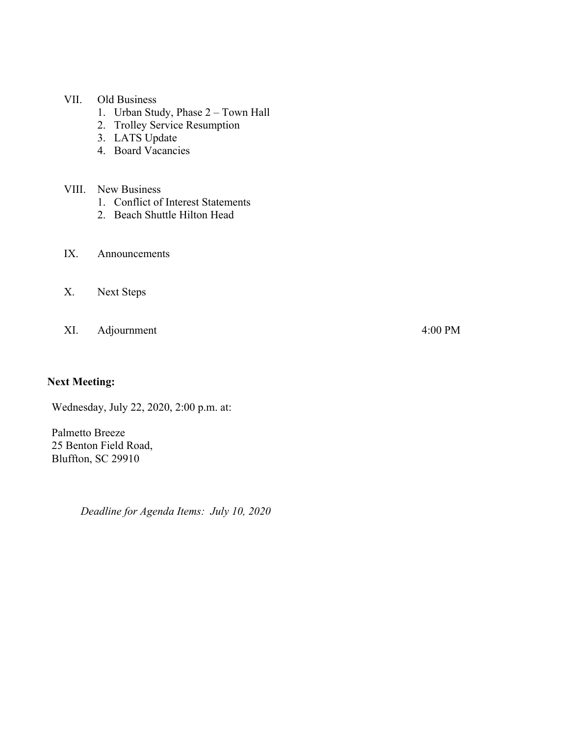VII. Old Business
1. Urban Study, Phase 2 – Town Hall
2. Trolley Service Resumption
3. LATS Update
4. Board Vacancies

VIII. New Business
1. Conflict of Interest Statements
2. Beach Shuttle Hilton Head

IX. Announcements

X. Next Steps

XI. Adjournment 4:00 PM

**Next Meeting:**

Wednesday, July 22, 2020, 2:00 p.m. at:

Palmetto Breeze
25 Benton Field Road,
Bluffton, SC 29910

*Deadline for Agenda Items: July 10, 2020*